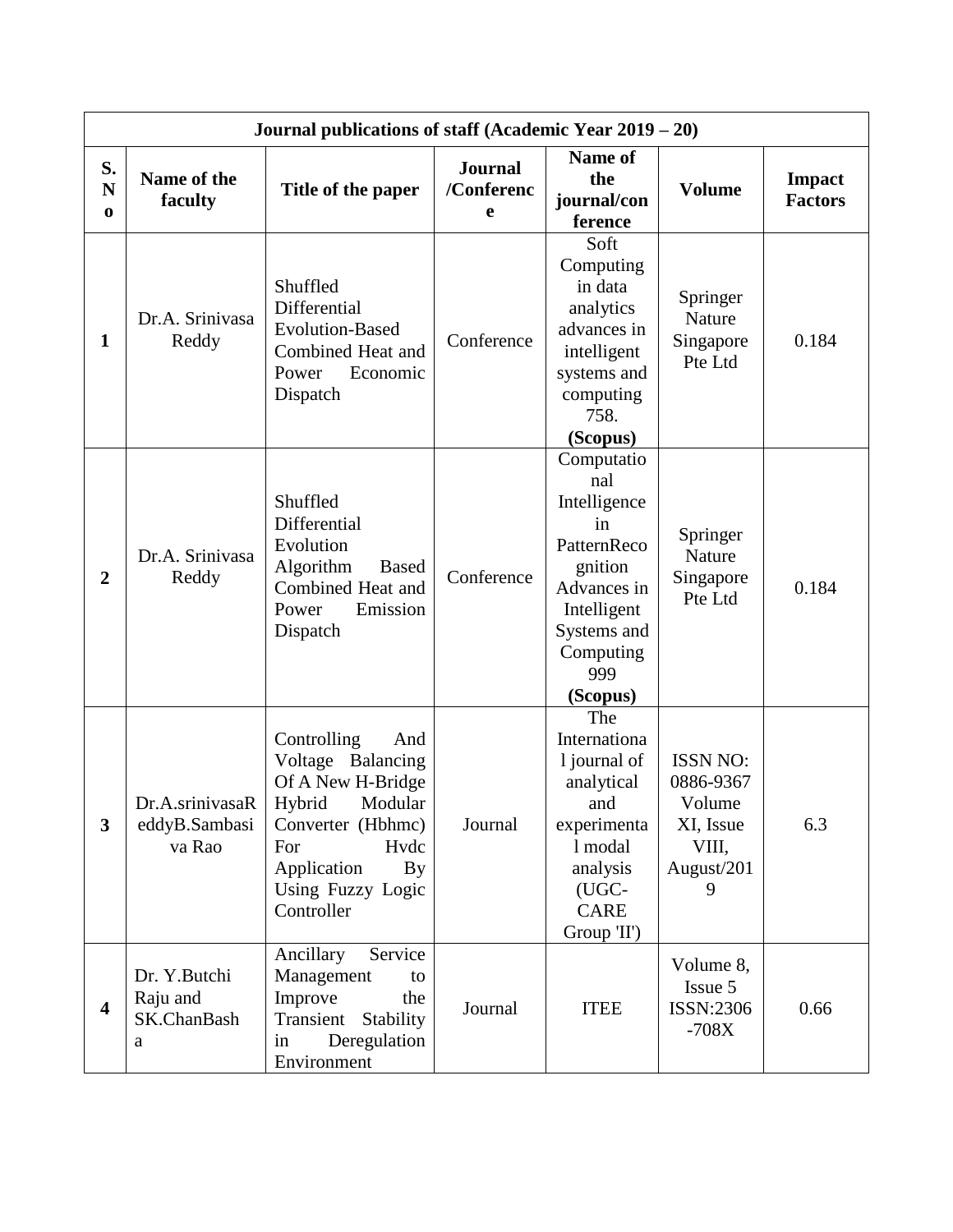| Journal publications of staff (Academic Year 2019 – 20) | | | | | | |
|---|---|---|---|---|---|---|
| **S. No** | **Name of the faculty** | **Title of the paper** | **Journal /Conference** | **Name of the journal/conference** | **Volume** | **Impact Factors** |
| **1** | Dr.A. Srinivasa Reddy | Shuffled Differential Evolution-Based Combined Heat and Power Economic Dispatch | Conference | Soft Computing in data analytics advances in intelligent systems and computing 758. **(Scopus)** | Springer Nature Singapore Pte Ltd | 0.184 |
| **2** | Dr.A. Srinivasa Reddy | Shuffled Differential Evolution Algorithm Based Combined Heat and Power Emission Dispatch | Conference | Computational Intelligence in PatternRecognition Advances in Intelligent Systems and Computing 999 **(Scopus)** | Springer Nature Singapore Pte Ltd | 0.184 |
| **3** | Dr.A.srinivasaReddyB.Sambasiva Rao | Controlling And Voltage Balancing Of A New H-Bridge Hybrid Modular Converter (Hbhmc) For Hvdc Application By Using Fuzzy Logic Controller | Journal | The International journal of analytical and experimental modal analysis (UGC-CARE Group 'II') | ISSN NO: 0886-9367 Volume XI, Issue VIII, August/2019 | 6.3 |
| **4** | Dr. Y.Butchi Raju and SK.ChanBasha | Ancillary Service Management to Improve the Transient Stability in Deregulation Environment | Journal | ITEE | Volume 8, Issue 5 ISSN:2306-708X | 0.66 |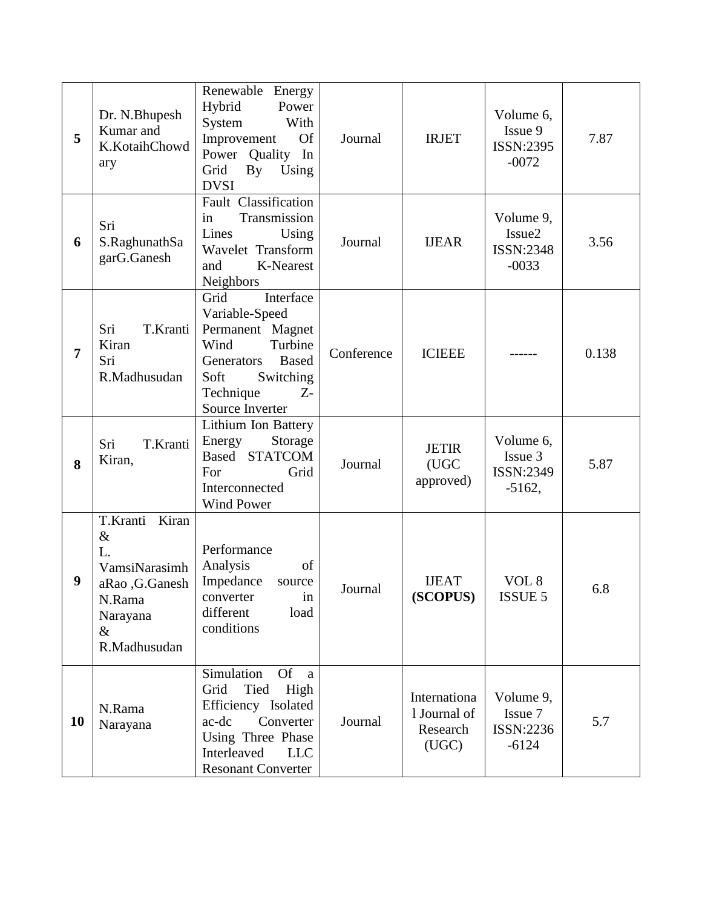| **5** | Dr. N.Bhupesh Kumar and K.KotaihChowdary | Renewable Energy Hybrid Power System With Improvement Of Power Quality In Grid By Using DVSI | Journal | IRJET | Volume 6, Issue 9 ISSN:2395-0072 | 7.87 |
|---|---|---|---|---|---|---|
| **6** | Sri S.RaghunathSagarG.Ganesh | Fault Classification in Transmission Lines Using Wavelet Transform and K-Nearest Neighbors | Journal | IJEAR | Volume 9, Issue2 ISSN:2348-0033 | 3.56 |
| **7** | Sri T.Kranti Kiran Sri R.Madhusudan | Grid Interface Variable-Speed Permanent Magnet Wind Turbine Generators Based Soft Switching Technique Z-Source Inverter | Conference | ICIEEE | ------ | 0.138 |
| **8** | Sri T.Kranti Kiran, | Lithium Ion Battery Energy Storage Based STATCOM For Grid Interconnected Wind Power | Journal | JETIR (UGC approved) | Volume 6, Issue 3 ISSN:2349-5162, | 5.87 |
| **9** | T.Kranti Kiran & L. VamsiNarasimhaRao ,G.Ganesh N.Rama Narayana & R.Madhusudan | Performance Analysis of Impedance source converter in different load conditions | Journal | IJEAT **(SCOPUS)** | VOL 8 ISSUE 5 | 6.8 |
| **10** | N.Rama Narayana | Simulation Of a Grid Tied High Efficiency Isolated ac-dc Converter Using Three Phase Interleaved LLC Resonant Converter | Journal | International Journal of Research (UGC) | Volume 9, Issue 7 ISSN:2236-6124 | 5.7 |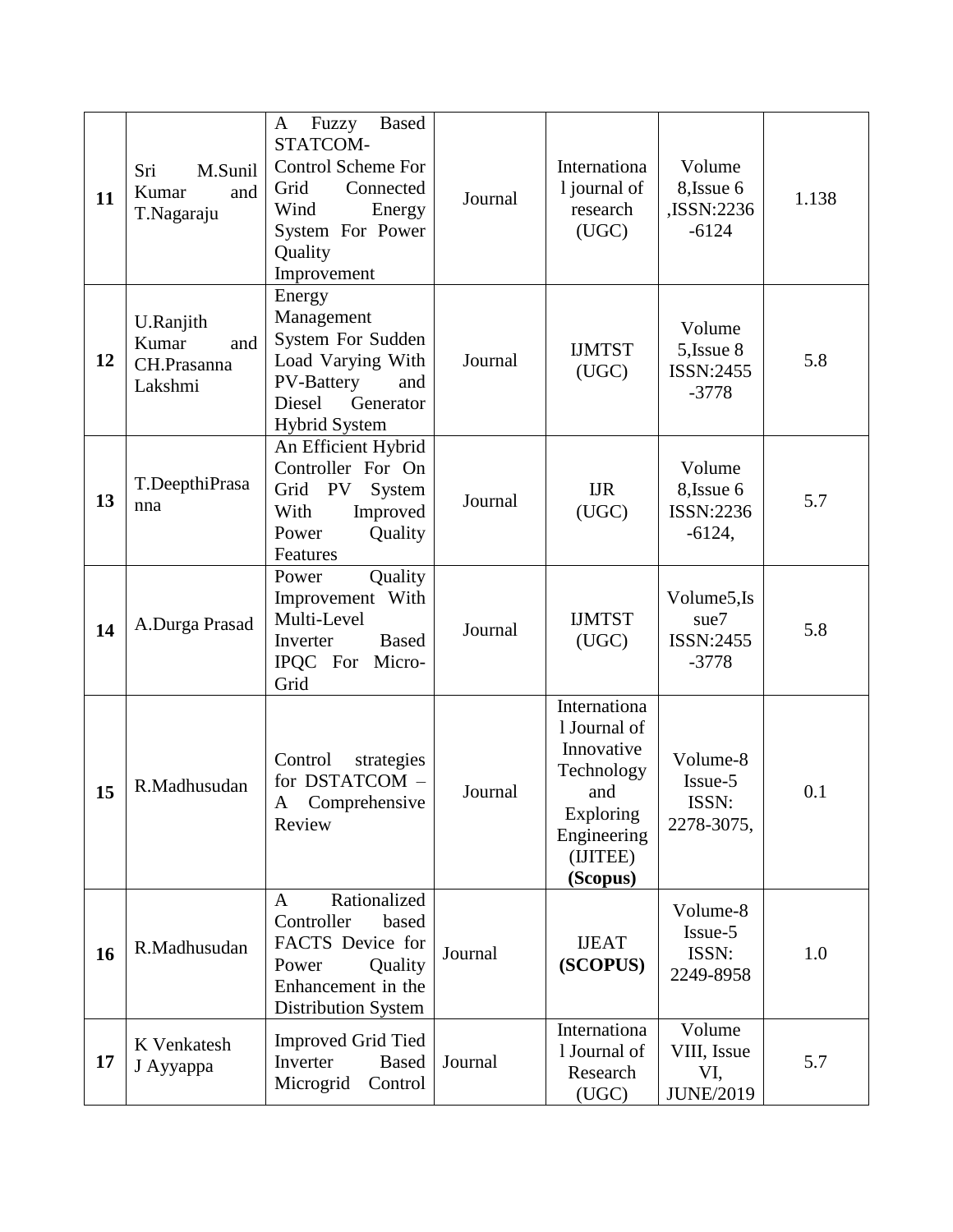| 11 | Sri M.Sunil Kumar and T.Nagaraju | A Fuzzy Based STATCOM-Control Scheme For Grid Connected Wind Energy System For Power Quality Improvement | Journal | International journal of research (UGC) | Volume 8,Issue 6 ,ISSN:2236-6124 | 1.138 |
|---|---|---|---|---|---|---|
| 12 | U.Ranjith Kumar and CH.Prasanna Lakshmi | Energy Management System For Sudden Load Varying With PV-Battery and Diesel Generator Hybrid System | Journal | IJMTST (UGC) | Volume 5,Issue 8 ISSN:2455-3778 | 5.8 |
| 13 | T.DeepthiPrasanna | An Efficient Hybrid Controller For On Grid PV System With Improved Power Quality Features | Journal | IJR (UGC) | Volume 8,Issue 6 ISSN:2236-6124, | 5.7 |
| 14 | A.Durga Prasad | Power Quality Improvement With Multi-Level Inverter Based IPQC For Micro-Grid | Journal | IJMTST (UGC) | Volume5,Issue7 ISSN:2455-3778 | 5.8 |
| 15 | R.Madhusudan | Control strategies for DSTATCOM – A Comprehensive Review | Journal | International Journal of Innovative Technology and Exploring Engineering (IJITEE) **(Scopus)** | Volume-8 Issue-5 ISSN: 2278-3075, | 0.1 |
| 16 | R.Madhusudan | A Rationalized Controller based FACTS Device for Power Quality Enhancement in the Distribution System | Journal | IJEAT **(SCOPUS)** | Volume-8 Issue-5 ISSN: 2249-8958 | 1.0 |
| 17 | K Venkatesh J Ayyappa | Improved Grid Tied Inverter Based Microgrid Control | Journal | International Journal of Research (UGC) | Volume VIII, Issue VI, JUNE/2019 | 5.7 |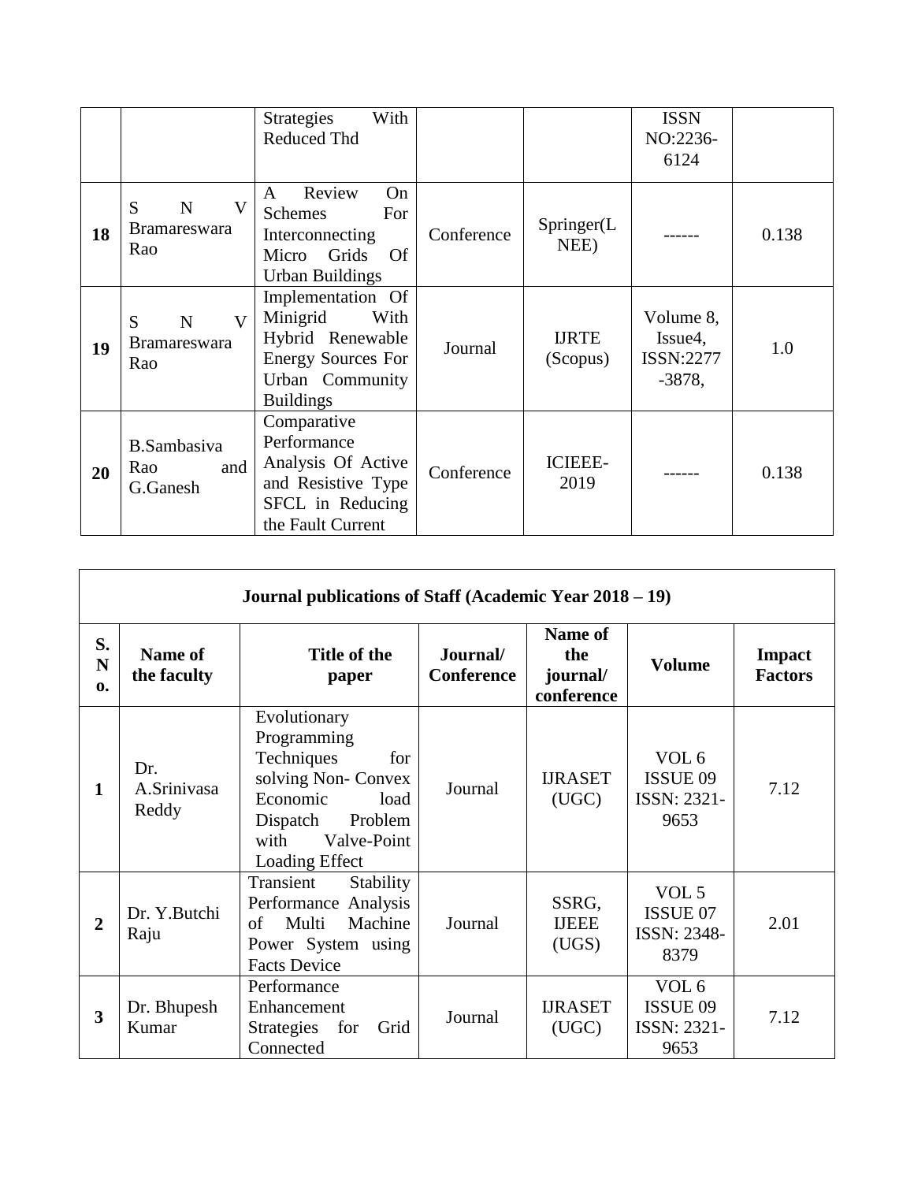|  |  | Strategies With Reduced Thd |  |  | ISSN NO:2236-6124 |  |
|---|---|---|---|---|---|---|
| **18** | S N V Bramareswara Rao | A Review On Schemes For Interconnecting Micro Grids Of Urban Buildings | Conference | Springer(LNEE) | ------ | 0.138 |
| **19** | S N V Bramareswara Rao | Implementation Of Minigrid With Hybrid Renewable Energy Sources For Urban Community Buildings | Journal | IJRTE (Scopus) | Volume 8, Issue4, ISSN:2277-3878, | 1.0 |
| **20** | B.Sambasiva Rao and G.Ganesh | Comparative Performance Analysis Of Active and Resistive Type SFCL in Reducing the Fault Current | Conference | ICIEEE-2019 | ------ | 0.138 |

**Journal publications of Staff (Academic Year 2018 – 19)**

| S. No. | Name of the faculty | Title of the paper | Journal/ Conference | Name of the journal/ conference | Volume | Impact Factors |
|---|---|---|---|---|---|---|
| **1** | Dr. A.Srinivasa Reddy | Evolutionary Programming Techniques for solving Non- Convex Economic load Dispatch Problem with Valve-Point Loading Effect | Journal | IJRASET (UGC) | VOL 6 ISSUE 09 ISSN: 2321-9653 | 7.12 |
| **2** | Dr. Y.Butchi Raju | Transient Stability Performance Analysis of Multi Machine Power System using Facts Device | Journal | SSRG, IJEEE (UGS) | VOL 5 ISSUE 07 ISSN: 2348-8379 | 2.01 |
| **3** | Dr. Bhupesh Kumar | Performance Enhancement Strategies for Grid Connected | Journal | IJRASET (UGC) | VOL 6 ISSUE 09 ISSN: 2321-9653 | 7.12 |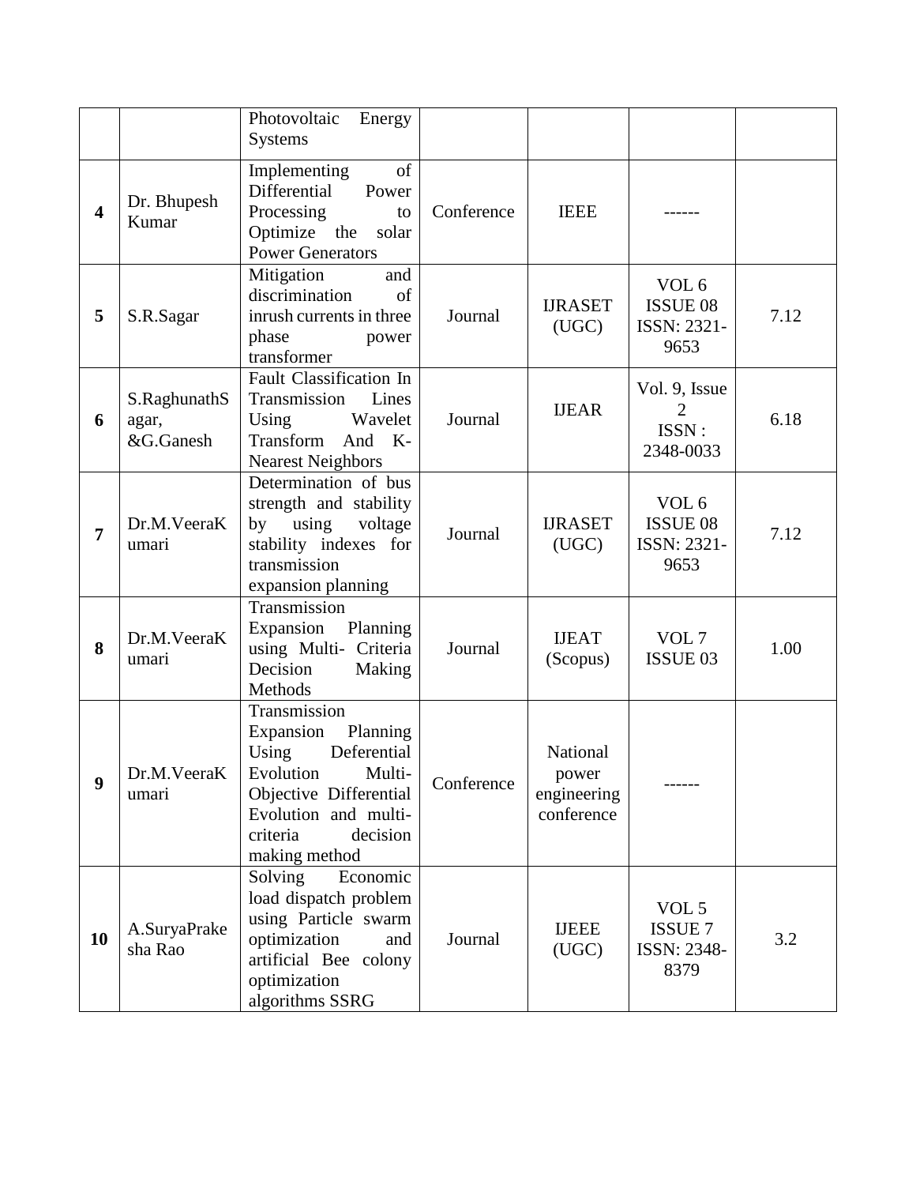| | | | | | | |
|---|---|---|---|---|---|---|
| | | Photovoltaic Energy Systems | | | | |
| **4** | Dr. Bhupesh Kumar | Implementing of Differential Power Processing to Optimize the solar Power Generators | Conference | IEEE | ------ | |
| **5** | S.R.Sagar | Mitigation and discrimination of inrush currents in three phase power transformer | Journal | IJRASET (UGC) | VOL 6 ISSUE 08 ISSN: 2321-9653 | 7.12 |
| **6** | S.RaghunathSagar, &G.Ganesh | Fault Classification In Transmission Lines Using Wavelet Transform And K-Nearest Neighbors | Journal | IJEAR | Vol. 9, Issue 2 ISSN : 2348-0033 | 6.18 |
| **7** | Dr.M.VeeraKumari | Determination of bus strength and stability by using voltage stability indexes for transmission expansion planning | Journal | IJRASET (UGC) | VOL 6 ISSUE 08 ISSN: 2321-9653 | 7.12 |
| **8** | Dr.M.VeeraKumari | Transmission Expansion Planning using Multi- Criteria Decision Making Methods | Journal | IJEAT (Scopus) | VOL 7 ISSUE 03 | 1.00 |
| **9** | Dr.M.VeeraKumari | Transmission Expansion Planning Using Deferential Evolution Multi-Objective Differential Evolution and multi-criteria decision making method | Conference | National power engineering conference | ------ | |
| **10** | A.SuryaPrakesha Rao | Solving Economic load dispatch problem using Particle swarm optimization and artificial Bee colony optimization algorithms SSRG | Journal | IJEEE (UGC) | VOL 5 ISSUE 7 ISSN: 2348-8379 | 3.2 |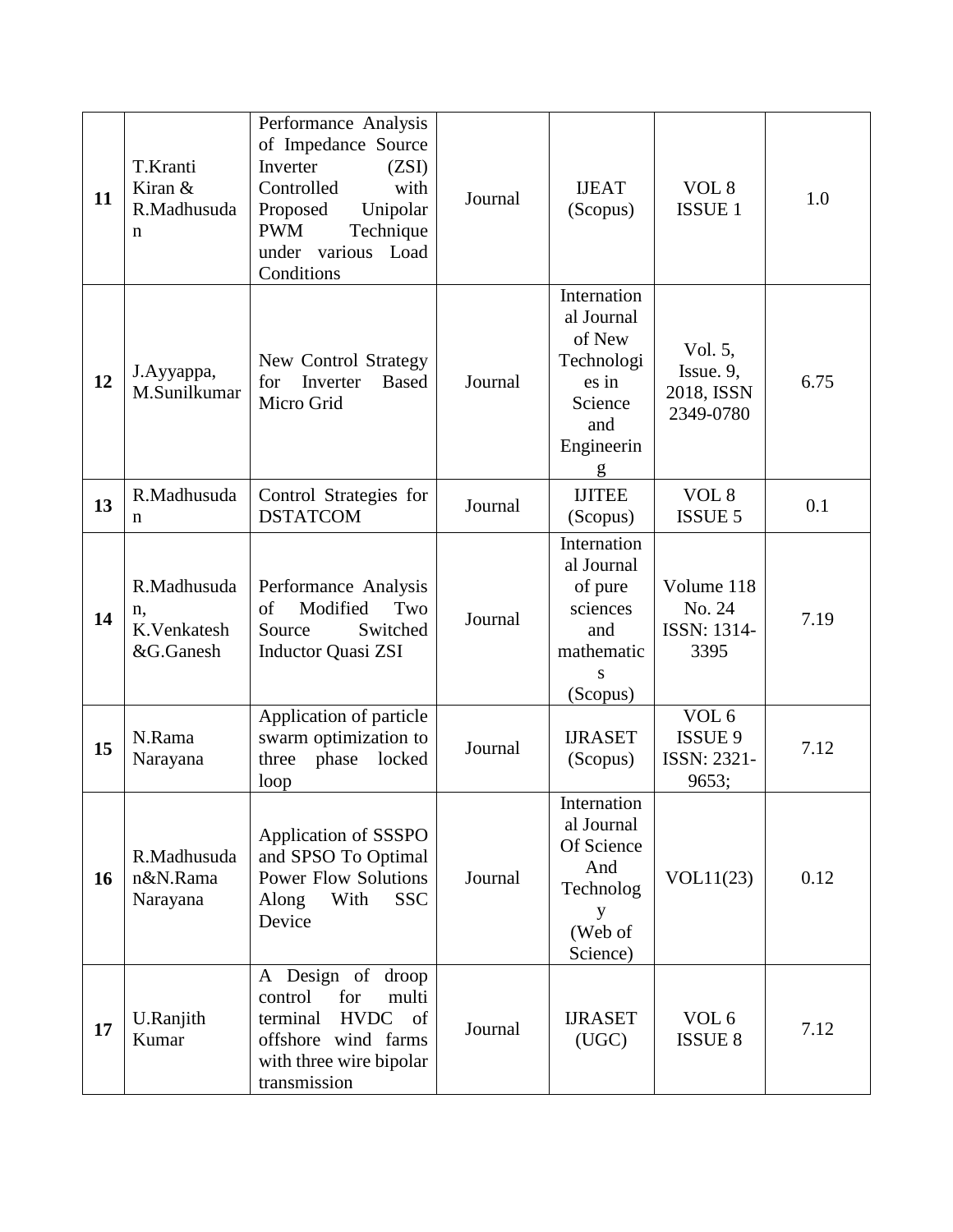| 11 | T.Kranti Kiran & R.Madhusudan | Performance Analysis of Impedance Source Inverter (ZSI) Controlled with Proposed Unipolar PWM Technique under various Load Conditions | Journal | IJEAT (Scopus) | VOL 8 ISSUE 1 | 1.0 |
|---|---|---|---|---|---|---|
| 12 | J.Ayyappa, M.Sunilkumar | New Control Strategy for Inverter Based Micro Grid | Journal | International Journal of New Technologies in Science and Engineering | Vol. 5, Issue. 9, 2018, ISSN 2349-0780 | 6.75 |
| 13 | R.Madhusudan | Control Strategies for DSTATCOM | Journal | IJITEE (Scopus) | VOL 8 ISSUE 5 | 0.1 |
| 14 | R.Madhusudan, K.Venkatesh &G.Ganesh | Performance Analysis of Modified Two Source Switched Inductor Quasi ZSI | Journal | International Journal of pure sciences and mathematics (Scopus) | Volume 118 No. 24 ISSN: 1314-3395 | 7.19 |
| 15 | N.Rama Narayana | Application of particle swarm optimization to three phase locked loop | Journal | IJRASET (Scopus) | VOL 6 ISSUE 9 ISSN: 2321-9653; | 7.12 |
| 16 | R.Madhusudan&N.Rama Narayana | Application of SSSPO and SPSO To Optimal Power Flow Solutions Along With SSC Device | Journal | International Journal Of Science And Technology (Web of Science) | VOL11(23) | 0.12 |
| 17 | U.Ranjith Kumar | A Design of droop control for multi terminal HVDC of offshore wind farms with three wire bipolar transmission | Journal | IJRASET (UGC) | VOL 6 ISSUE 8 | 7.12 |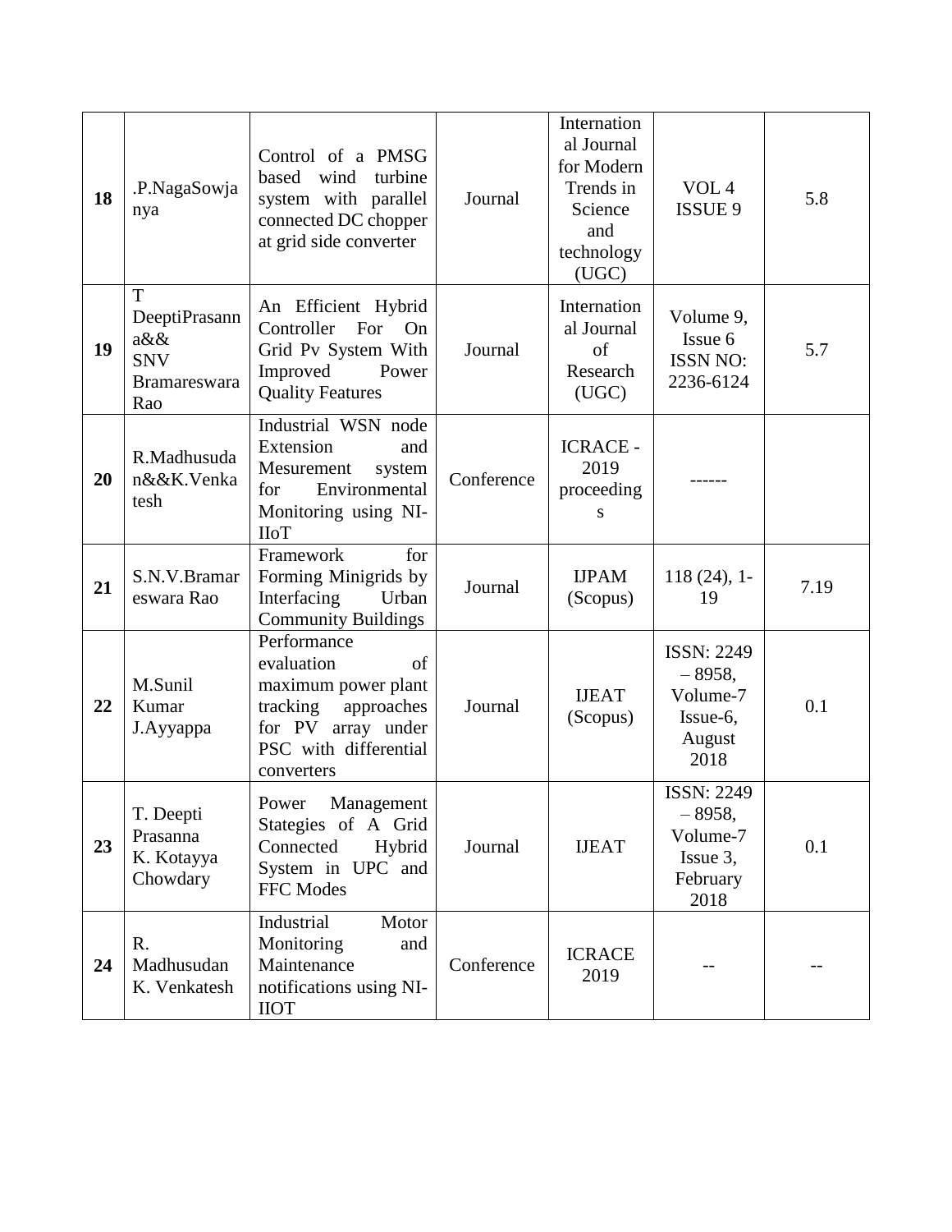| **18** | .P.NagaSowjanya | Control of a PMSG based wind turbine system with parallel connected DC chopper at grid side converter | Journal | International Journal for Modern Trends in Science and technology (UGC) | VOL 4 ISSUE 9 | 5.8 |
|---|---|---|---|---|---|---|
| **19** | T DeeptiPrasanna&& SNV Bramareswara Rao | An Efficient Hybrid Controller For On Grid Pv System With Improved Power Quality Features | Journal | International Journal of Research (UGC) | Volume 9, Issue 6 ISSN NO: 2236-6124 | 5.7 |
| **20** | R.Madhusudan&&K.Venkatesh | Industrial WSN node Extension and Mesurement system for Environmental Monitoring using NI-IIoT | Conference | ICRACE - 2019 proceedings | ------ | |
| **21** | S.N.V.Bramareswara Rao | Framework for Forming Minigrids by Interfacing Urban Community Buildings | Journal | IJPAM (Scopus) | 118 (24), 1-19 | 7.19 |
| **22** | M.Sunil Kumar J.Ayyappa | Performance evaluation of maximum power plant tracking approaches for PV array under PSC with differential converters | Journal | IJEAT (Scopus) | ISSN: 2249 – 8958, Volume-7 Issue-6, August 2018 | 0.1 |
| **23** | T. Deepti Prasanna K. Kotayya Chowdary | Power Management Stategies of A Grid Connected Hybrid System in UPC and FFC Modes | Journal | IJEAT | ISSN: 2249 – 8958, Volume-7 Issue 3, February 2018 | 0.1 |
| **24** | R. Madhusudan K. Venkatesh | Industrial Motor Monitoring and Maintenance notifications using NI-IIOT | Conference | ICRACE 2019 | -- | -- |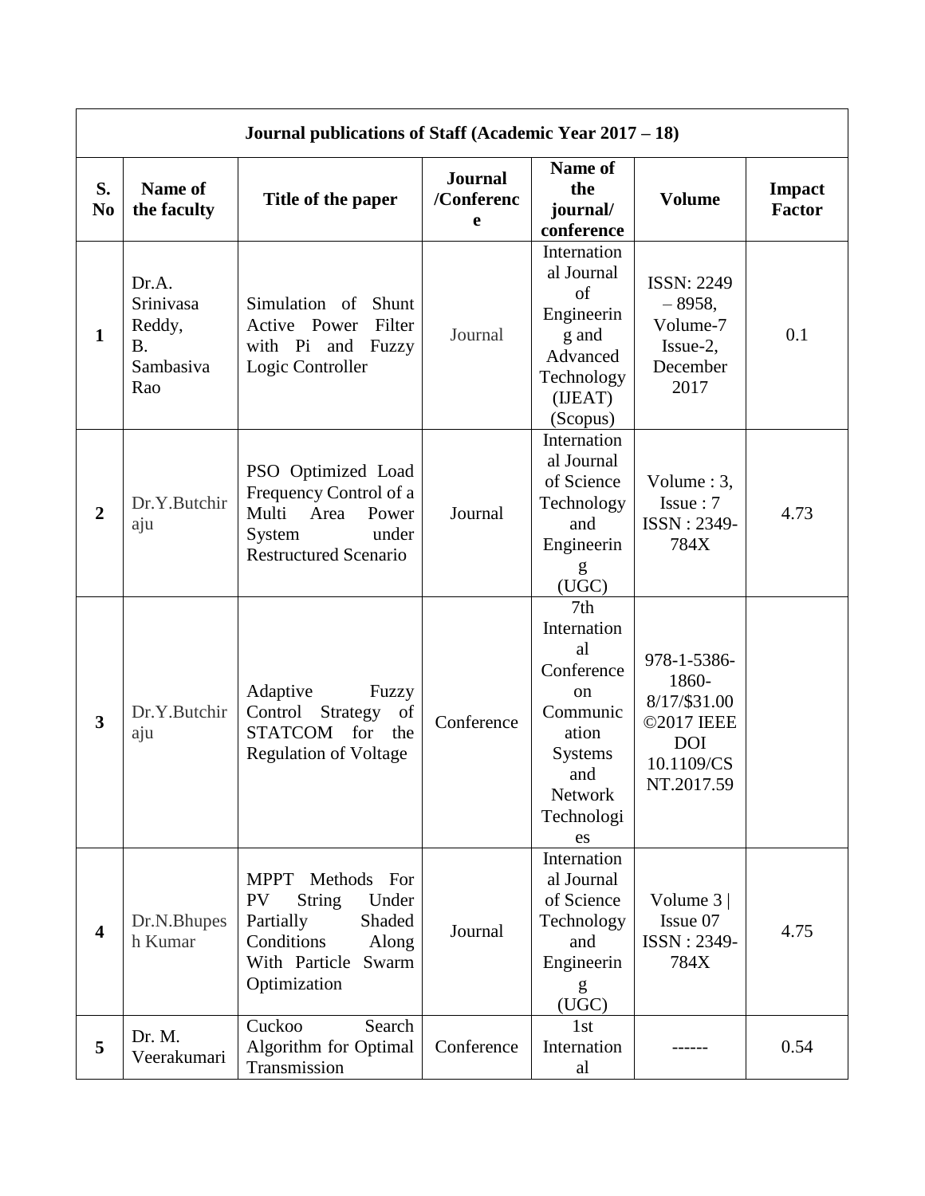| Journal publications of Staff (Academic Year 2017 – 18) | | | | | | |
|---|---|---|---|---|---|---|
| **S. No** | **Name of the faculty** | **Title of the paper** | **Journal /Conference** | **Name of the journal/ conference** | **Volume** | **Impact Factor** |
| **1** | Dr.A. Srinivasa Reddy, B. Sambasiva Rao | Simulation of Shunt Active Power Filter with Pi and Fuzzy Logic Controller | Journal | International Journal of Engineering and Advanced Technology (IJEAT) (Scopus) | ISSN: 2249 – 8958, Volume-7 Issue-2, December 2017 | 0.1 |
| **2** | Dr.Y.Butchiraju | PSO Optimized Load Frequency Control of a Multi Area Power System under Restructured Scenario | Journal | International Journal of Science Technology and Engineering (UGC) | Volume : 3, Issue : 7 ISSN : 2349-784X | 4.73 |
| **3** | Dr.Y.Butchiraju | Adaptive Fuzzy Control Strategy of STATCOM for the Regulation of Voltage | Conference | 7th International Conference on Communication Systems and Network Technologies | 978-1-5386-1860-8/17/$31.00 ©2017 IEEE DOI 10.1109/CSNT.2017.59 | |
| **4** | Dr.N.Bhupesh Kumar | MPPT Methods For PV String Under Partially Shaded Conditions Along With Particle Swarm Optimization | Journal | International Journal of Science Technology and Engineering (UGC) | Volume 3 \| Issue 07 ISSN : 2349-784X | 4.75 |
| **5** | Dr. M. Veerakumari | Cuckoo Search Algorithm for Optimal Transmission | Conference | 1st International | ------ | 0.54 |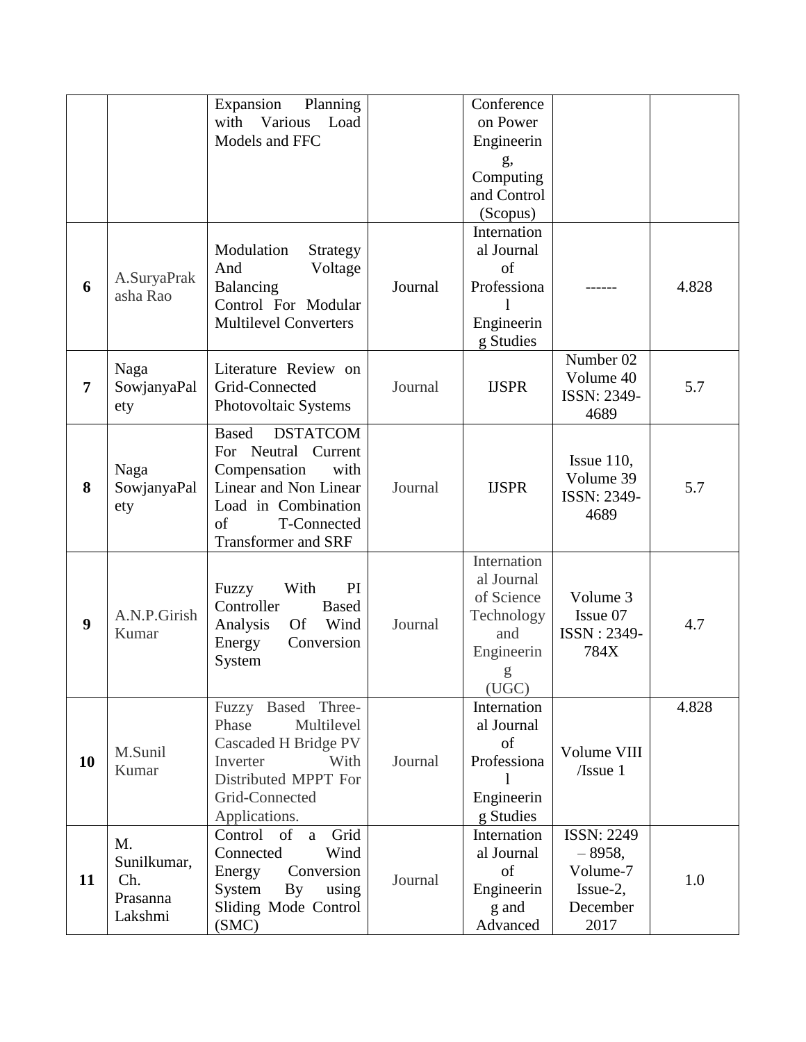| | | | | | | |
|---|---|---|---|---|---|---|
| | | Expansion Planning with Various Load Models and FFC | | Conference on Power Engineering, Computing and Control (Scopus) | | |
| **6** | A.SuryaPrakasha Rao | Modulation Strategy And Voltage Balancing Control For Modular Multilevel Converters | Journal | International Journal of Professional Engineering Studies | ------ | 4.828 |
| **7** | Naga SowjanyaPalety | Literature Review on Grid-Connected Photovoltaic Systems | Journal | IJSPR | Number 02 Volume 40 ISSN: 2349-4689 | 5.7 |
| **8** | Naga SowjanyaPalety | Based DSTATCOM For Neutral Current Compensation with Linear and Non Linear Load in Combination of T-Connected Transformer and SRF | Journal | IJSPR | Issue 110, Volume 39 ISSN: 2349-4689 | 5.7 |
| **9** | A.N.P.Girish Kumar | Fuzzy With PI Controller Based Analysis Of Wind Energy Conversion System | Journal | International Journal of Science Technology and Engineering (UGC) | Volume 3 Issue 07 ISSN : 2349-784X | 4.7 |
| **10** | M.Sunil Kumar | Fuzzy Based Three-Phase Multilevel Cascaded H Bridge PV Inverter With Distributed MPPT For Grid-Connected Applications. | Journal | International Journal of Professional Engineering Studies | Volume VIII /Issue 1 | 4.828 |
| **11** | M. Sunilkumar, Ch. Prasanna Lakshmi | Control of a Grid Connected Wind Energy Conversion System By using Sliding Mode Control (SMC) | Journal | International Journal of Engineering and Advanced | ISSN: 2249 – 8958, Volume-7 Issue-2, December 2017 | 1.0 |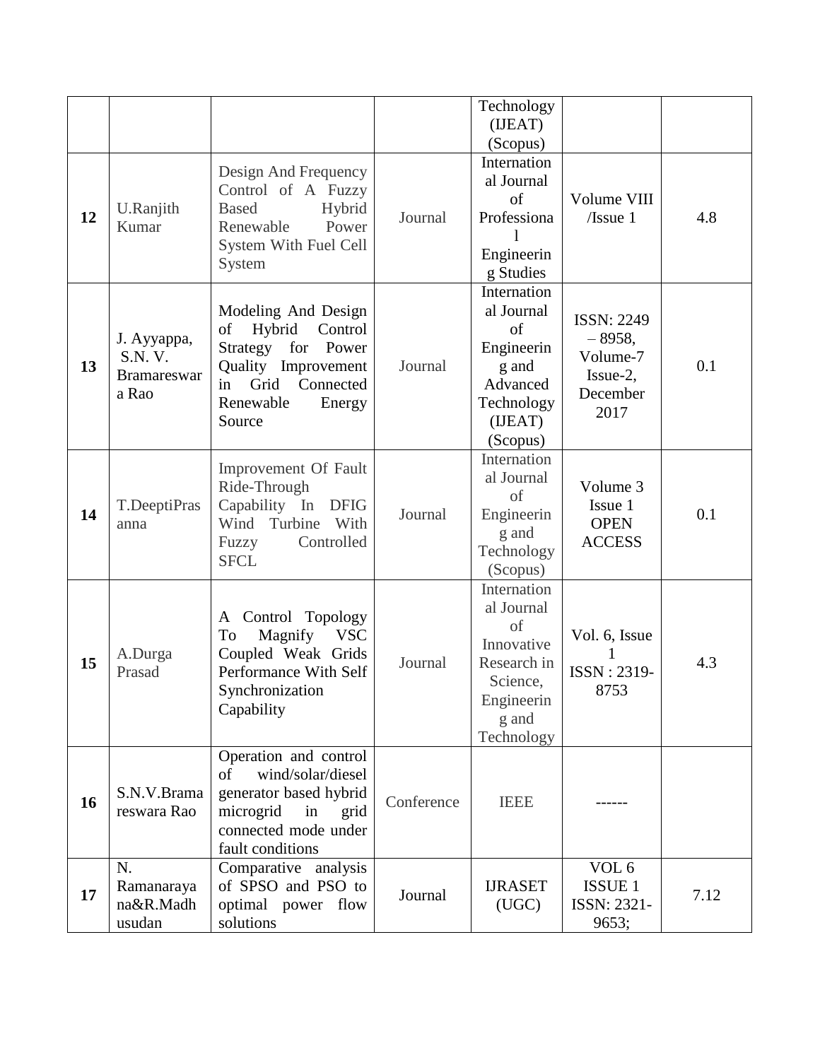| | | | | | | |
|---|---|---|---|---|---|---|
| | | | | Technology (IJEAT) (Scopus) | | |
| **12** | U.Ranjith Kumar | Design And Frequency Control of A Fuzzy Based Hybrid Renewable Power System With Fuel Cell System | Journal | International Journal of Professional Engineering Studies | Volume VIII /Issue 1 | 4.8 |
| **13** | J. Ayyappa, S.N. V. Bramareswara Rao | Modeling And Design of Hybrid Control Strategy for Power Quality Improvement in Grid Connected Renewable Energy Source | Journal | International Journal of Engineering and Advanced Technology (IJEAT) (Scopus) | ISSN: 2249 – 8958, Volume-7 Issue-2, December 2017 | 0.1 |
| **14** | T.DeeptiPrasanna | Improvement Of Fault Ride-Through Capability In DFIG Wind Turbine With Fuzzy Controlled SFCL | Journal | International Journal of Engineering and Technology (Scopus) | Volume 3 Issue 1 **OPEN ACCESS** | 0.1 |
| **15** | A.Durga Prasad | A Control Topology To Magnify VSC Coupled Weak Grids Performance With Self Synchronization Capability | Journal | International Journal of Innovative Research in Science, Engineering and Technology | Vol. 6, Issue 1 ISSN : 2319-8753 | 4.3 |
| **16** | S.N.V.Bramareswara Rao | Operation and control of wind/solar/diesel generator based hybrid microgrid in grid connected mode under fault conditions | Conference | IEEE | ------ | |
| **17** | N. Ramanarayana&R.Madhusudan | Comparative analysis of SPSO and PSO to optimal power flow solutions | Journal | IJRASET (UGC) | VOL 6 ISSUE 1 ISSN: 2321-9653; | 7.12 |